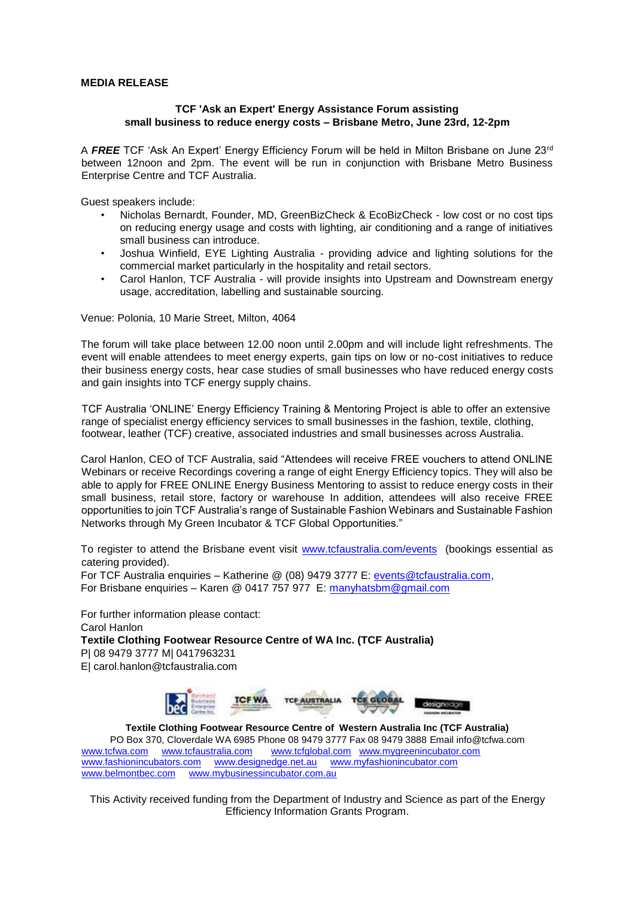**MEDIA RELEASE**

**TCF 'Ask an Expert' Energy Assistance Forum assisting small business to reduce energy costs – Brisbane Metro, June 23rd, 12-2pm**

A ***FREE*** TCF 'Ask An Expert' Energy Efficiency Forum will be held in Milton Brisbane on June 23rd between 12noon and 2pm. The event will be run in conjunction with Brisbane Metro Business Enterprise Centre and TCF Australia.

Guest speakers include:

- Nicholas Bernardt, Founder, MD, GreenBizCheck & EcoBizCheck - low cost or no cost tips on reducing energy usage and costs with lighting, air conditioning and a range of initiatives small business can introduce.
- Joshua Winfield, EYE Lighting Australia - providing advice and lighting solutions for the commercial market particularly in the hospitality and retail sectors.
- Carol Hanlon, TCF Australia - will provide insights into Upstream and Downstream energy usage, accreditation, labelling and sustainable sourcing.

Venue: Polonia, 10 Marie Street, Milton, 4064

The forum will take place between 12.00 noon until 2.00pm and will include light refreshments. The event will enable attendees to meet energy experts, gain tips on low or no-cost initiatives to reduce their business energy costs, hear case studies of small businesses who have reduced energy costs and gain insights into TCF energy supply chains.

TCF Australia 'ONLINE' Energy Efficiency Training & Mentoring Project is able to offer an extensive range of specialist energy efficiency services to small businesses in the fashion, textile, clothing, footwear, leather (TCF) creative, associated industries and small businesses across Australia.

Carol Hanlon, CEO of TCF Australia, said "Attendees will receive FREE vouchers to attend ONLINE Webinars or receive Recordings covering a range of eight Energy Efficiency topics. They will also be able to apply for FREE ONLINE Energy Business Mentoring to assist to reduce energy costs in their small business, retail store, factory or warehouse In addition, attendees will also receive FREE opportunities to join TCF Australia's range of Sustainable Fashion Webinars and Sustainable Fashion Networks through My Green Incubator & TCF Global Opportunities."

To register to attend the Brisbane event visit www.tcfaustralia.com/events (bookings essential as catering provided).
For TCF Australia enquiries – Katherine @ (08) 9479 3777 E: events@tcfaustralia.com,
For Brisbane enquiries – Karen @ 0417 757 977 E: manyhatsbm@gmail.com

For further information please contact:
Carol Hanlon
**Textile Clothing Footwear Resource Centre of WA Inc. (TCF Australia)**
P| 08 9479 3777 M| 0417963231
E| carol.hanlon@tcfaustralia.com

**Textile Clothing Footwear Resource Centre of Western Australia Inc (TCF Australia)**
PO Box 370, Cloverdale WA 6985 Phone 08 9479 3777 Fax 08 9479 3888 Email info@tcfwa.com
www.tcfwa.com www.tcfaustralia.com www.tcfglobal.com www.mygreenincubator.com
www.fashionincubators.com www.designedge.net.au www.myfashionincubator.com
www.belmontbec.com www.mybusinessincubator.com.au

This Activity received funding from the Department of Industry and Science as part of the Energy Efficiency Information Grants Program.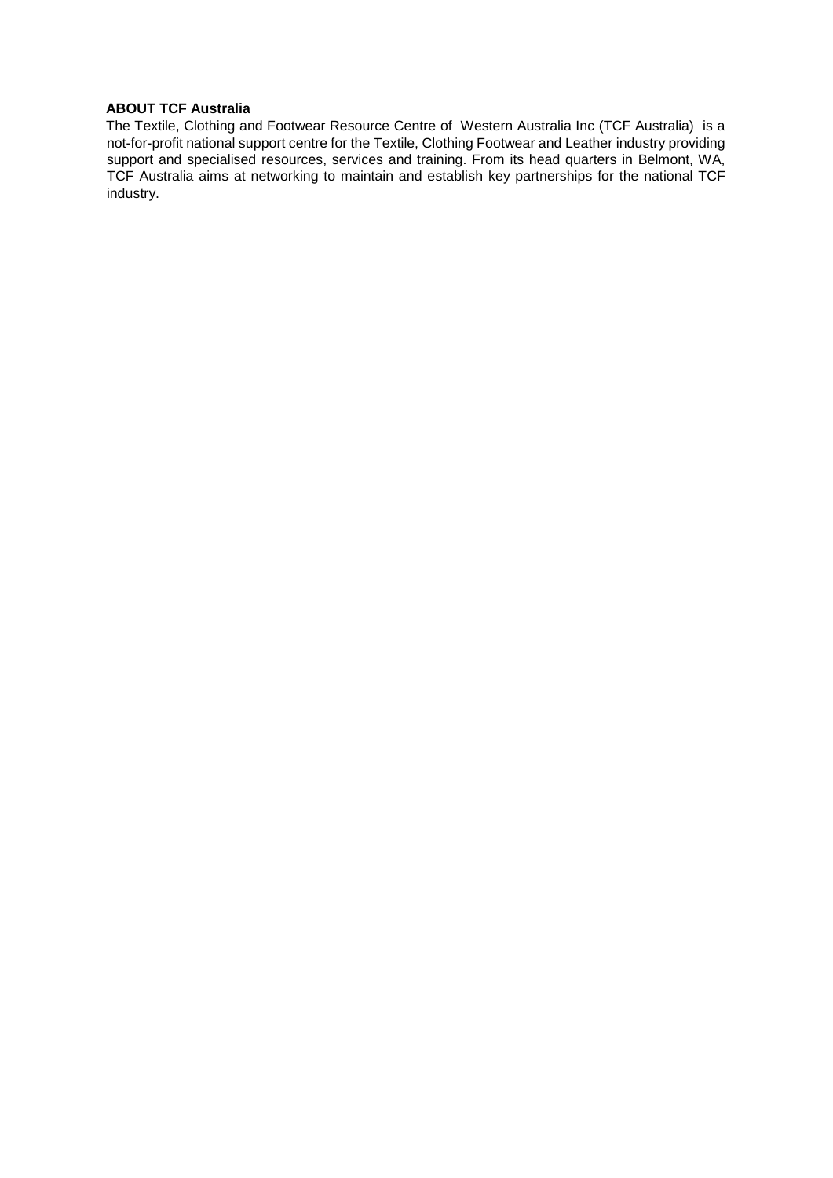**ABOUT TCF Australia**

The Textile, Clothing and Footwear Resource Centre of Western Australia Inc (TCF Australia) is a not-for-profit national support centre for the Textile, Clothing Footwear and Leather industry providing support and specialised resources, services and training. From its head quarters in Belmont, WA, TCF Australia aims at networking to maintain and establish key partnerships for the national TCF industry.